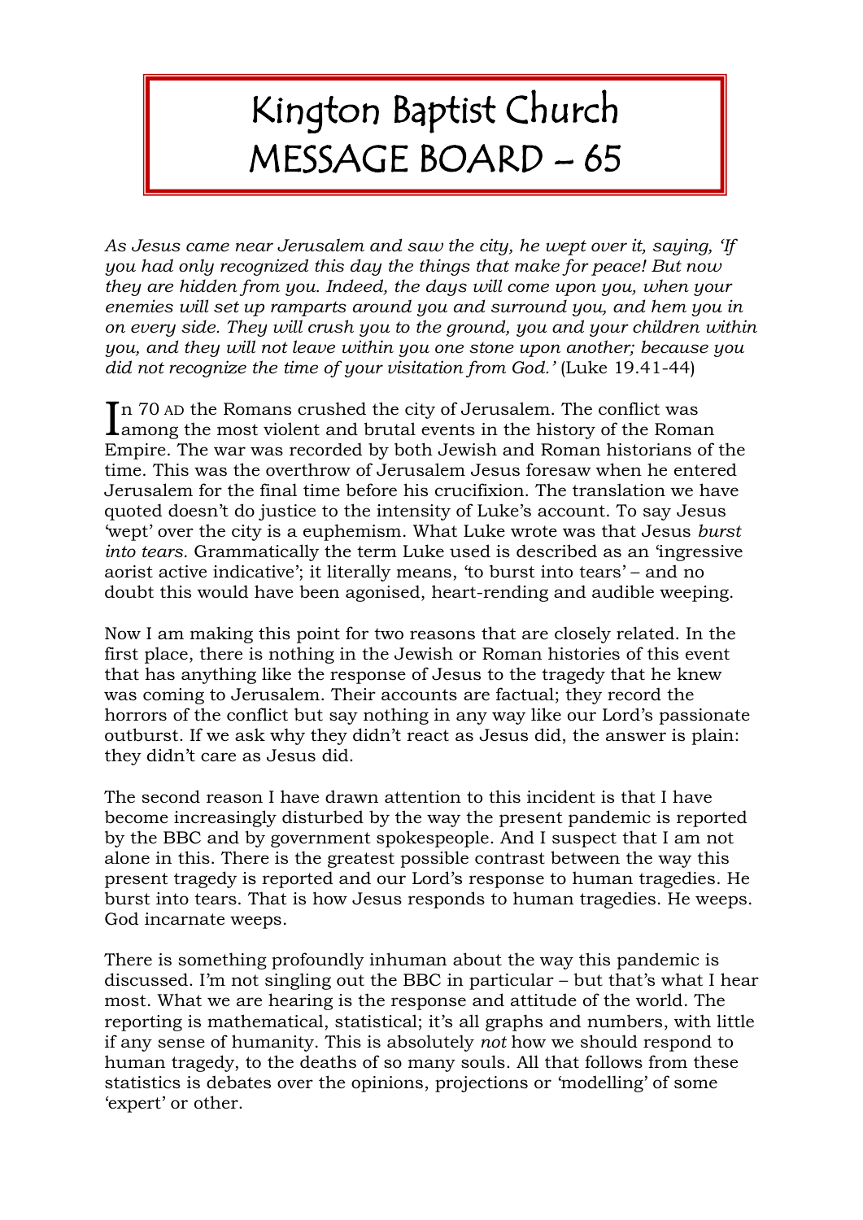# Kington Baptist Church MESSAGE BOARD – 65

*As Jesus came near Jerusalem and saw the city, he wept over it, saying, 'If you had only recognized this day the things that make for peace! But now they are hidden from you. Indeed, the days will come upon you, when your enemies will set up ramparts around you and surround you, and hem you in on every side. They will crush you to the ground, you and your children within you, and they will not leave within you one stone upon another; because you did not recognize the time of your visitation from God.'* (Luke 19.41-44)

In 70 AD the Romans crushed the city of Jerusalem. The conflict was among the most violent and brutal events in the history of the Roman Empire. The war was recorded by both Jewish and Roman historians of the time. This was the overthrow of Jerusalem Jesus foresaw when he entered Jerusalem for the final time before his crucifixion. The translation we have quoted doesn't do justice to the intensity of Luke's account. To say Jesus 'wept' over the city is a euphemism. What Luke wrote was that Jesus *burst into tears*. Grammatically the term Luke used is described as an 'ingressive aorist active indicative'; it literally means, 'to burst into tears' – and no doubt this would have been agonised, heart-rending and audible weeping.

Now I am making this point for two reasons that are closely related. In the first place, there is nothing in the Jewish or Roman histories of this event that has anything like the response of Jesus to the tragedy that he knew was coming to Jerusalem. Their accounts are factual; they record the horrors of the conflict but say nothing in any way like our Lord's passionate outburst. If we ask why they didn't react as Jesus did, the answer is plain: they didn't care as Jesus did.

The second reason I have drawn attention to this incident is that I have become increasingly disturbed by the way the present pandemic is reported by the BBC and by government spokespeople. And I suspect that I am not alone in this. There is the greatest possible contrast between the way this present tragedy is reported and our Lord's response to human tragedies. He burst into tears. That is how Jesus responds to human tragedies. He weeps. God incarnate weeps.

There is something profoundly inhuman about the way this pandemic is discussed. I'm not singling out the BBC in particular – but that's what I hear most. What we are hearing is the response and attitude of the world. The reporting is mathematical, statistical; it's all graphs and numbers, with little if any sense of humanity. This is absolutely *not* how we should respond to human tragedy, to the deaths of so many souls. All that follows from these statistics is debates over the opinions, projections or 'modelling' of some 'expert' or other.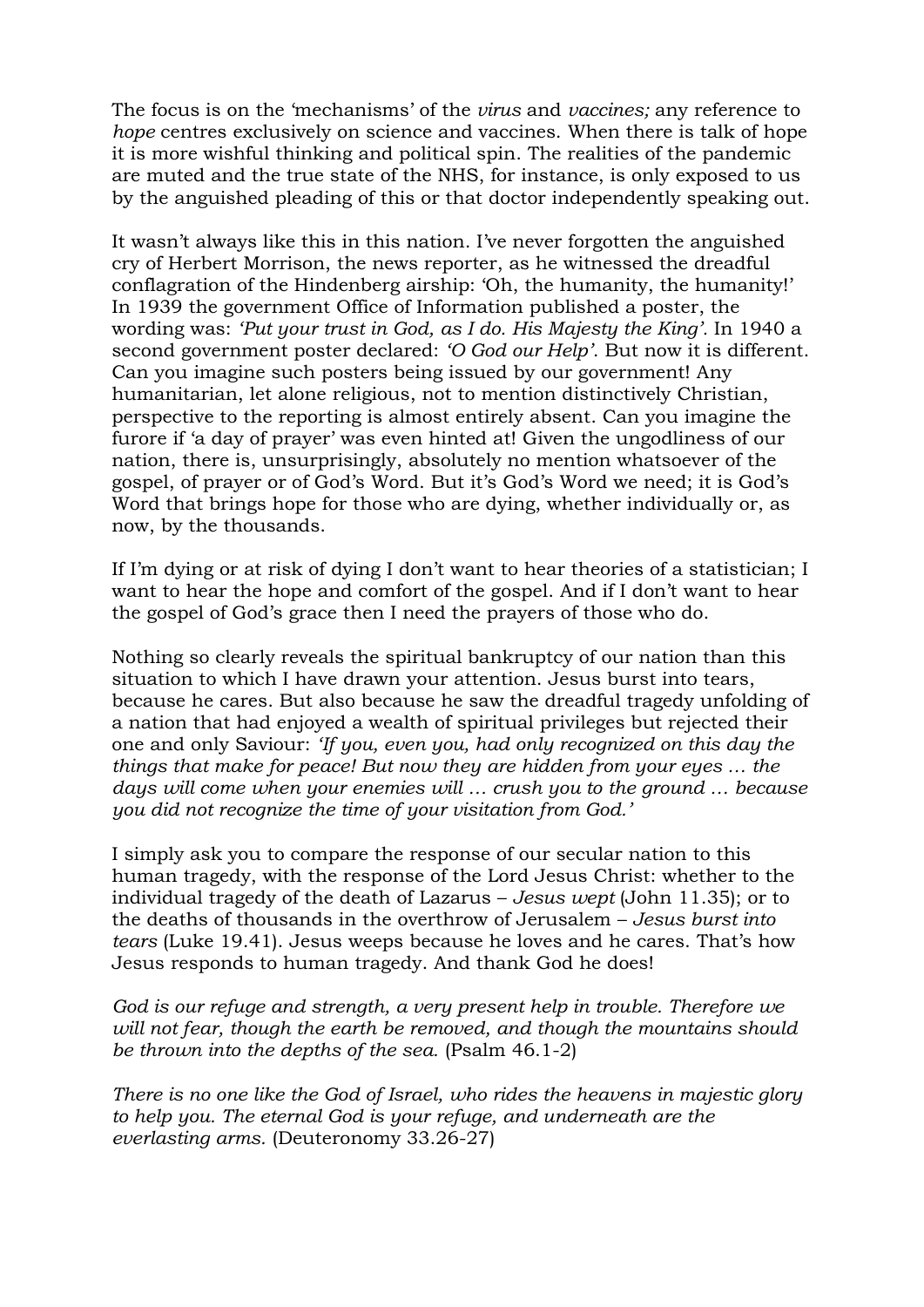The focus is on the 'mechanisms' of the *virus* and *vaccines;* any reference to *hope* centres exclusively on science and vaccines. When there is talk of hope it is more wishful thinking and political spin. The realities of the pandemic are muted and the true state of the NHS, for instance, is only exposed to us by the anguished pleading of this or that doctor independently speaking out.

It wasn't always like this in this nation. I've never forgotten the anguished cry of Herbert Morrison, the news reporter, as he witnessed the dreadful conflagration of the Hindenberg airship: 'Oh, the humanity, the humanity!' In 1939 the government Office of Information published a poster, the wording was: *'Put your trust in God, as I do. His Majesty the King'.* In 1940 a second government poster declared: *'O God our Help'*. But now it is different. Can you imagine such posters being issued by our government! Any humanitarian, let alone religious, not to mention distinctively Christian, perspective to the reporting is almost entirely absent. Can you imagine the furore if 'a day of prayer' was even hinted at! Given the ungodliness of our nation, there is, unsurprisingly, absolutely no mention whatsoever of the gospel, of prayer or of God's Word. But it's God's Word we need; it is God's Word that brings hope for those who are dying, whether individually or, as now, by the thousands.

If I'm dying or at risk of dying I don't want to hear theories of a statistician; I want to hear the hope and comfort of the gospel. And if I don't want to hear the gospel of God's grace then I need the prayers of those who do.

Nothing so clearly reveals the spiritual bankruptcy of our nation than this situation to which I have drawn your attention. Jesus burst into tears, because he cares. But also because he saw the dreadful tragedy unfolding of a nation that had enjoyed a wealth of spiritual privileges but rejected their one and only Saviour: *'If you, even you, had only recognized on this day the things that make for peace! But now they are hidden from your eyes … the days will come when your enemies will … crush you to the ground … because you did not recognize the time of your visitation from God.'*

I simply ask you to compare the response of our secular nation to this human tragedy, with the response of the Lord Jesus Christ: whether to the individual tragedy of the death of Lazarus – *Jesus wept* (John 11.35); or to the deaths of thousands in the overthrow of Jerusalem – *Jesus burst into tears* (Luke 19.41). Jesus weeps because he loves and he cares. That's how Jesus responds to human tragedy. And thank God he does!

*God is our refuge and strength, a very present help in trouble. Therefore we will not fear, though the earth be removed, and though the mountains should be thrown into the depths of the sea.* (Psalm 46.1-2)

*There is no one like the God of Israel, who rides the heavens in majestic glory to help you. The eternal God is your refuge, and underneath are the everlasting arms.* (Deuteronomy 33.26-27)